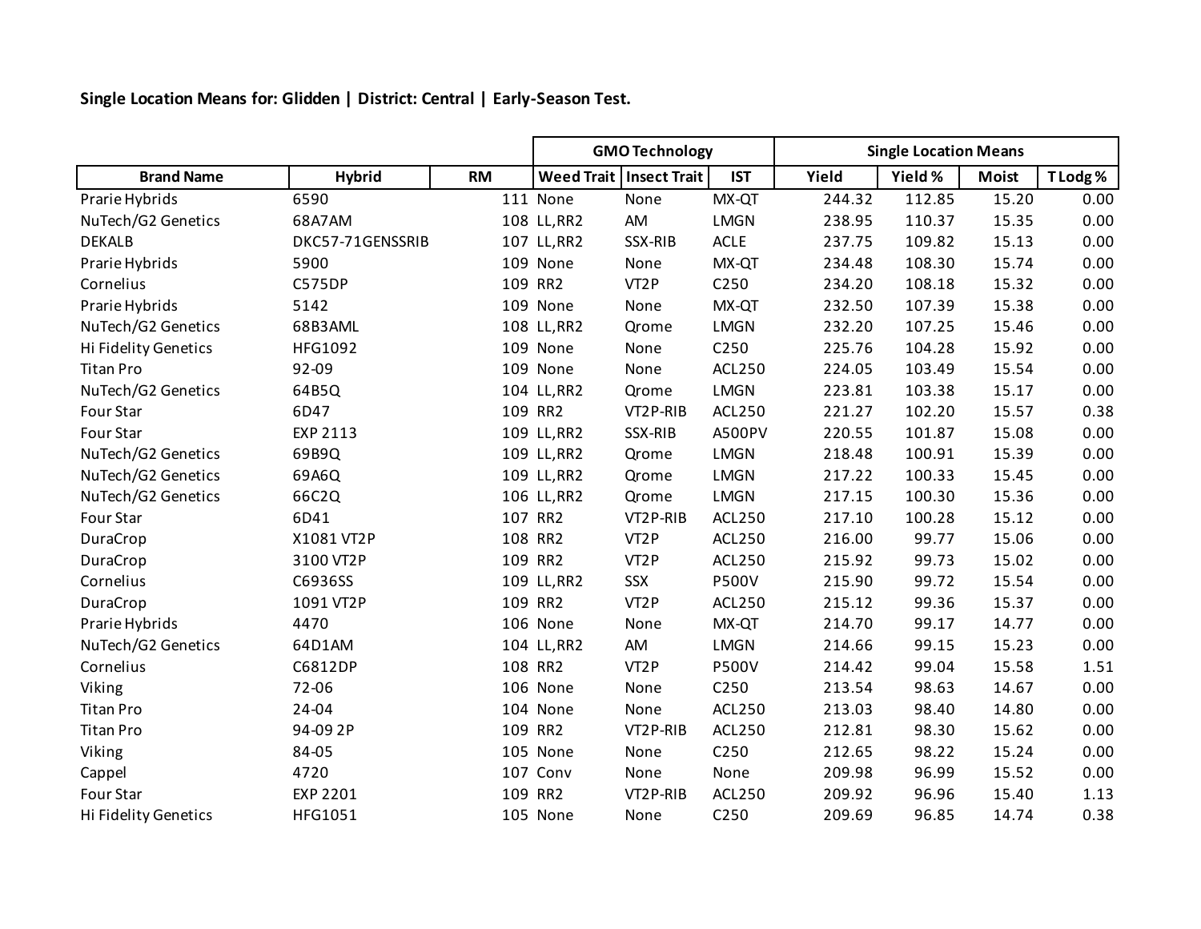**Single Location Means for: Glidden | District: Central | Early-Season Test.**

| | | | GMO Technology | | | Single Location Means | | | |
|---|---|---|---|---|---|---|---|---|---|
| Brand Name | Hybrid | RM | Weed Trait | Insect Trait | IST | Yield | Yield % | Moist | T Lodg % |
| Prarie Hybrids | 6590 | 111 | None | None | MX-QT | 244.32 | 112.85 | 15.20 | 0.00 |
| NuTech/G2 Genetics | 68A7AM | 108 | LL,RR2 | AM | LMGN | 238.95 | 110.37 | 15.35 | 0.00 |
| DEKALB | DKC57-71GENSSRIB | 107 | LL,RR2 | SSX-RIB | ACLE | 237.75 | 109.82 | 15.13 | 0.00 |
| Prarie Hybrids | 5900 | 109 | None | None | MX-QT | 234.48 | 108.30 | 15.74 | 0.00 |
| Cornelius | C575DP | 109 | RR2 | VT2P | C250 | 234.20 | 108.18 | 15.32 | 0.00 |
| Prarie Hybrids | 5142 | 109 | None | None | MX-QT | 232.50 | 107.39 | 15.38 | 0.00 |
| NuTech/G2 Genetics | 68B3AML | 108 | LL,RR2 | Qrome | LMGN | 232.20 | 107.25 | 15.46 | 0.00 |
| Hi Fidelity Genetics | HFG1092 | 109 | None | None | C250 | 225.76 | 104.28 | 15.92 | 0.00 |
| Titan Pro | 92-09 | 109 | None | None | ACL250 | 224.05 | 103.49 | 15.54 | 0.00 |
| NuTech/G2 Genetics | 64B5Q | 104 | LL,RR2 | Qrome | LMGN | 223.81 | 103.38 | 15.17 | 0.00 |
| Four Star | 6D47 | 109 | RR2 | VT2P-RIB | ACL250 | 221.27 | 102.20 | 15.57 | 0.38 |
| Four Star | EXP 2113 | 109 | LL,RR2 | SSX-RIB | A500PV | 220.55 | 101.87 | 15.08 | 0.00 |
| NuTech/G2 Genetics | 69B9Q | 109 | LL,RR2 | Qrome | LMGN | 218.48 | 100.91 | 15.39 | 0.00 |
| NuTech/G2 Genetics | 69A6Q | 109 | LL,RR2 | Qrome | LMGN | 217.22 | 100.33 | 15.45 | 0.00 |
| NuTech/G2 Genetics | 66C2Q | 106 | LL,RR2 | Qrome | LMGN | 217.15 | 100.30 | 15.36 | 0.00 |
| Four Star | 6D41 | 107 | RR2 | VT2P-RIB | ACL250 | 217.10 | 100.28 | 15.12 | 0.00 |
| DuraCrop | X1081 VT2P | 108 | RR2 | VT2P | ACL250 | 216.00 | 99.77 | 15.06 | 0.00 |
| DuraCrop | 3100 VT2P | 109 | RR2 | VT2P | ACL250 | 215.92 | 99.73 | 15.02 | 0.00 |
| Cornelius | C6936SS | 109 | LL,RR2 | SSX | P500V | 215.90 | 99.72 | 15.54 | 0.00 |
| DuraCrop | 1091 VT2P | 109 | RR2 | VT2P | ACL250 | 215.12 | 99.36 | 15.37 | 0.00 |
| Prarie Hybrids | 4470 | 106 | None | None | MX-QT | 214.70 | 99.17 | 14.77 | 0.00 |
| NuTech/G2 Genetics | 64D1AM | 104 | LL,RR2 | AM | LMGN | 214.66 | 99.15 | 15.23 | 0.00 |
| Cornelius | C6812DP | 108 | RR2 | VT2P | P500V | 214.42 | 99.04 | 15.58 | 1.51 |
| Viking | 72-06 | 106 | None | None | C250 | 213.54 | 98.63 | 14.67 | 0.00 |
| Titan Pro | 24-04 | 104 | None | None | ACL250 | 213.03 | 98.40 | 14.80 | 0.00 |
| Titan Pro | 94-09 2P | 109 | RR2 | VT2P-RIB | ACL250 | 212.81 | 98.30 | 15.62 | 0.00 |
| Viking | 84-05 | 105 | None | None | C250 | 212.65 | 98.22 | 15.24 | 0.00 |
| Cappel | 4720 | 107 | Conv | None | None | 209.98 | 96.99 | 15.52 | 0.00 |
| Four Star | EXP 2201 | 109 | RR2 | VT2P-RIB | ACL250 | 209.92 | 96.96 | 15.40 | 1.13 |
| Hi Fidelity Genetics | HFG1051 | 105 | None | None | C250 | 209.69 | 96.85 | 14.74 | 0.38 |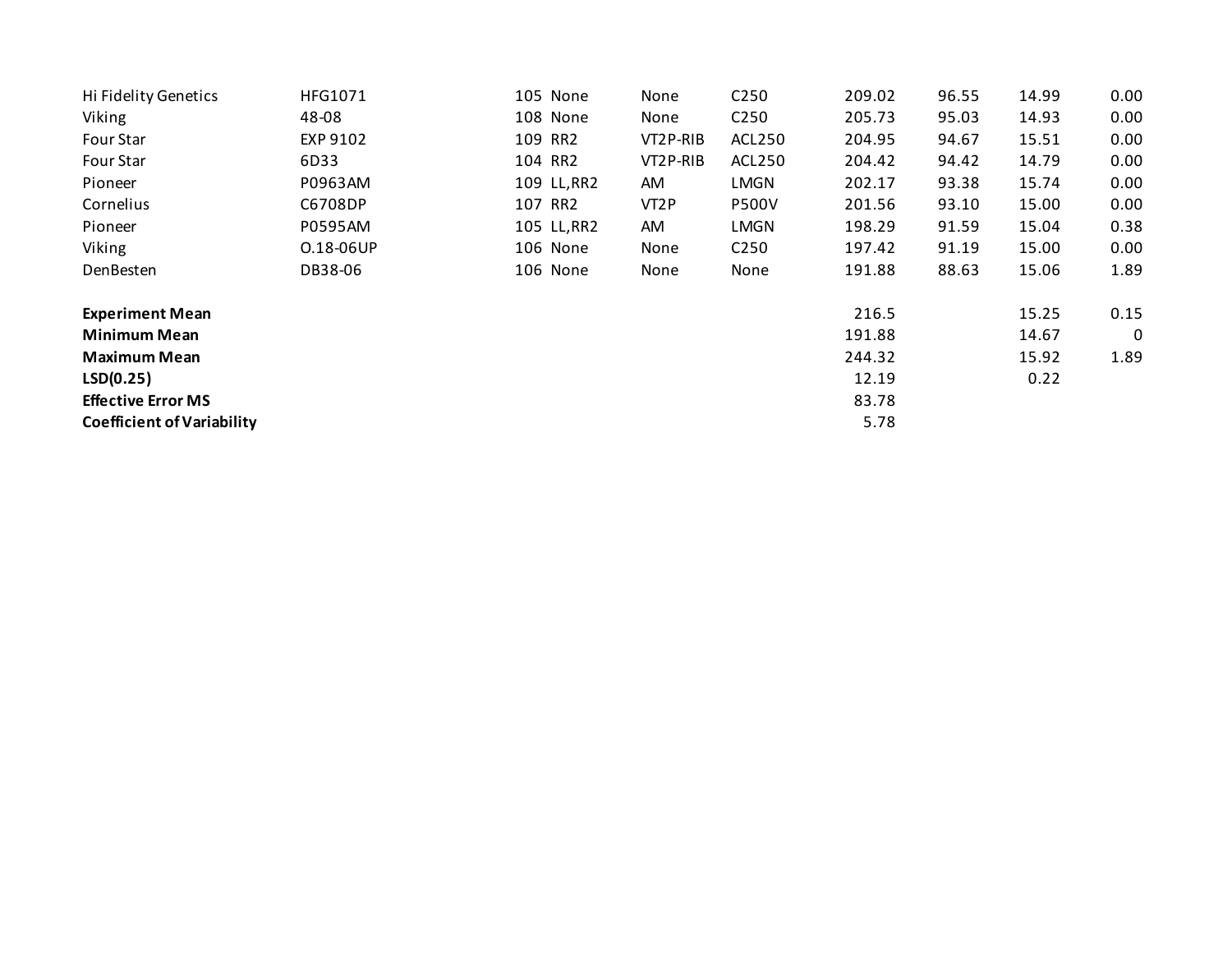| | | | | | | | | | |
|---|---|---|---|---|---|---|---|---|---|
| Hi Fidelity Genetics | HFG1071 | 105 | None | None | C250 | 209.02 | 96.55 | 14.99 | 0.00 |
| Viking | 48-08 | 108 | None | None | C250 | 205.73 | 95.03 | 14.93 | 0.00 |
| Four Star | EXP 9102 | 109 | RR2 | VT2P-RIB | ACL250 | 204.95 | 94.67 | 15.51 | 0.00 |
| Four Star | 6D33 | 104 | RR2 | VT2P-RIB | ACL250 | 204.42 | 94.42 | 14.79 | 0.00 |
| Pioneer | P0963AM | 109 | LL,RR2 | AM | LMGN | 202.17 | 93.38 | 15.74 | 0.00 |
| Cornelius | C6708DP | 107 | RR2 | VT2P | P500V | 201.56 | 93.10 | 15.00 | 0.00 |
| Pioneer | P0595AM | 105 | LL,RR2 | AM | LMGN | 198.29 | 91.59 | 15.04 | 0.38 |
| Viking | O.18-06UP | 106 | None | None | C250 | 197.42 | 91.19 | 15.00 | 0.00 |
| DenBesten | DB38-06 | 106 | None | None | None | 191.88 | 88.63 | 15.06 | 1.89 |
| | | | | | | | | | |
| **Experiment Mean** | | | | | | 216.5 | | 15.25 | 0.15 |
| **Minimum Mean** | | | | | | 191.88 | | 14.67 | 0 |
| **Maximum Mean** | | | | | | 244.32 | | 15.92 | 1.89 |
| **LSD(0.25)** | | | | | | 12.19 | | 0.22 | |
| **Effective Error MS** | | | | | | 83.78 | | | |
| **Coefficient of Variability** | | | | | | 5.78 | | | |